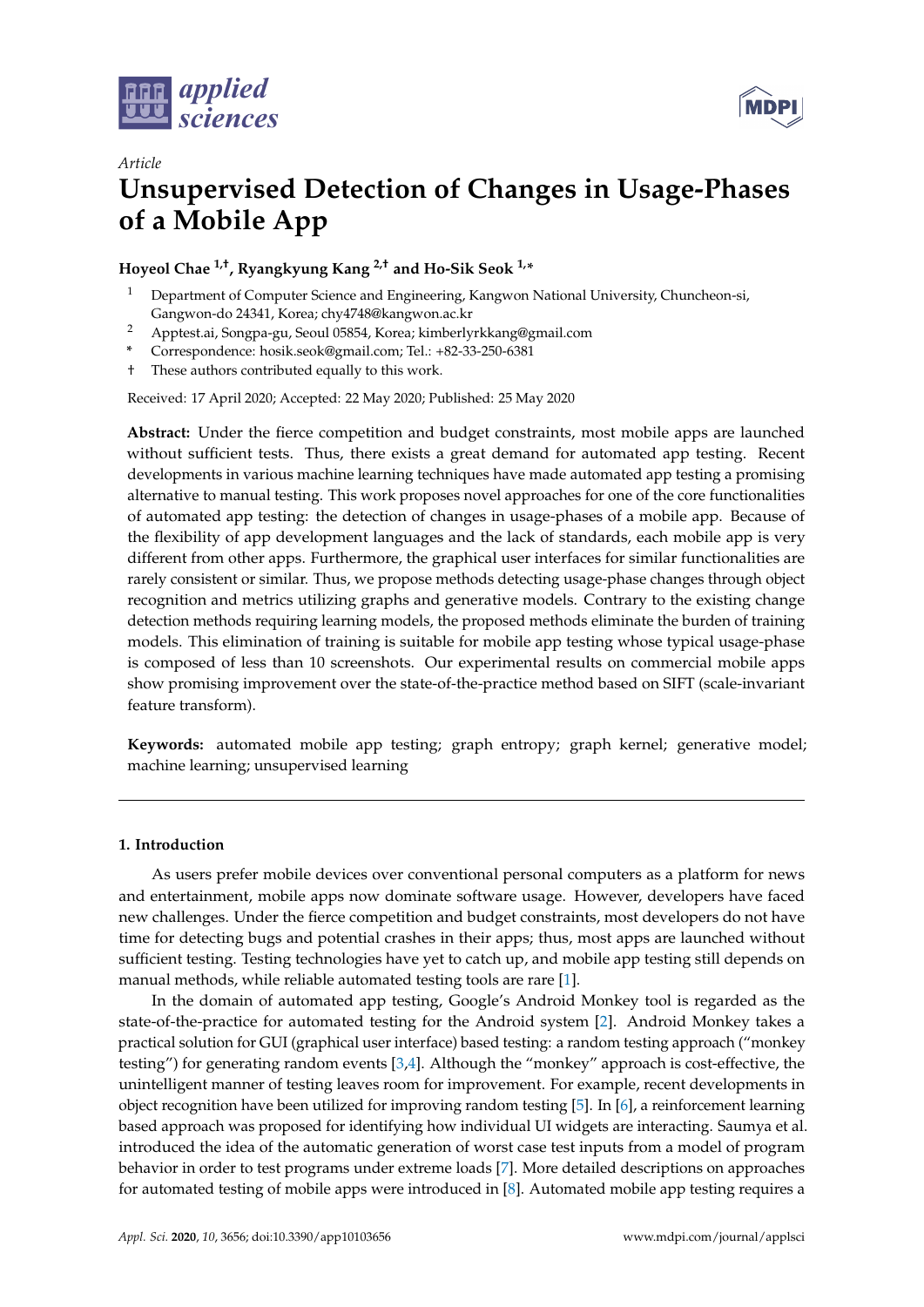*Article*

# Unsupervised Detection of Changes in Usage-Phases of a Mobile App

**Hoyeol Chae [1,†], Ryangkyung Kang [2,†] and Ho-Sik Seok [1,*]**

[1] Department of Computer Science and Engineering, Kangwon National University, Chuncheon-si, Gangwon-do 24341, Korea; chy4748@kangwon.ac.kr

[2] Apptest.ai, Songpa-gu, Seoul 05854, Korea; kimberlyrkkang@gmail.com

[*] Correspondence: hosik.seok@gmail.com; Tel.: +82-33-250-6381

† These authors contributed equally to this work.

Received: 17 April 2020; Accepted: 22 May 2020; Published: 25 May 2020

**Abstract:** Under the fierce competition and budget constraints, most mobile apps are launched without sufficient tests. Thus, there exists a great demand for automated app testing. Recent developments in various machine learning techniques have made automated app testing a promising alternative to manual testing. This work proposes novel approaches for one of the core functionalities of automated app testing: the detection of changes in usage-phases of a mobile app. Because of the flexibility of app development languages and the lack of standards, each mobile app is very different from other apps. Furthermore, the graphical user interfaces for similar functionalities are rarely consistent or similar. Thus, we propose methods detecting usage-phase changes through object recognition and metrics utilizing graphs and generative models. Contrary to the existing change detection methods requiring learning models, the proposed methods eliminate the burden of training models. This elimination of training is suitable for mobile app testing whose typical usage-phase is composed of less than 10 screenshots. Our experimental results on commercial mobile apps show promising improvement over the state-of-the-practice method based on SIFT (scale-invariant feature transform).

**Keywords:** automated mobile app testing; graph entropy; graph kernel; generative model; machine learning; unsupervised learning

## 1. Introduction

As users prefer mobile devices over conventional personal computers as a platform for news and entertainment, mobile apps now dominate software usage. However, developers have faced new challenges. Under the fierce competition and budget constraints, most developers do not have time for detecting bugs and potential crashes in their apps; thus, most apps are launched without sufficient testing. Testing technologies have yet to catch up, and mobile app testing still depends on manual methods, while reliable automated testing tools are rare [1].

In the domain of automated app testing, Google's Android Monkey tool is regarded as the state-of-the-practice for automated testing for the Android system [2]. Android Monkey takes a practical solution for GUI (graphical user interface) based testing: a random testing approach ("monkey testing") for generating random events [3,4]. Although the "monkey" approach is cost-effective, the unintelligent manner of testing leaves room for improvement. For example, recent developments in object recognition have been utilized for improving random testing [5]. In [6], a reinforcement learning based approach was proposed for identifying how individual UI widgets are interacting. Saumya et al. introduced the idea of the automatic generation of worst case test inputs from a model of program behavior in order to test programs under extreme loads [7]. More detailed descriptions on approaches for automated testing of mobile apps were introduced in [8]. Automated mobile app testing requires a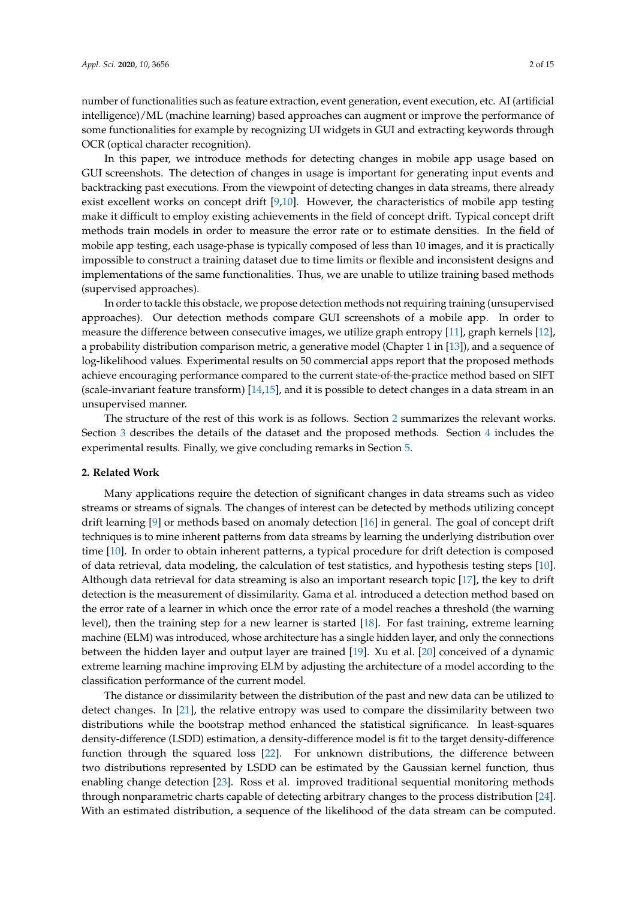number of functionalities such as feature extraction, event generation, event execution, etc. AI (artificial intelligence)/ML (machine learning) based approaches can augment or improve the performance of some functionalities for example by recognizing UI widgets in GUI and extracting keywords through OCR (optical character recognition).

In this paper, we introduce methods for detecting changes in mobile app usage based on GUI screenshots. The detection of changes in usage is important for generating input events and backtracking past executions. From the viewpoint of detecting changes in data streams, there already exist excellent works on concept drift [9,10]. However, the characteristics of mobile app testing make it difficult to employ existing achievements in the field of concept drift. Typical concept drift methods train models in order to measure the error rate or to estimate densities. In the field of mobile app testing, each usage-phase is typically composed of less than 10 images, and it is practically impossible to construct a training dataset due to time limits or flexible and inconsistent designs and implementations of the same functionalities. Thus, we are unable to utilize training based methods (supervised approaches).

In order to tackle this obstacle, we propose detection methods not requiring training (unsupervised approaches). Our detection methods compare GUI screenshots of a mobile app. In order to measure the difference between consecutive images, we utilize graph entropy [11], graph kernels [12], a probability distribution comparison metric, a generative model (Chapter 1 in [13]), and a sequence of log-likelihood values. Experimental results on 50 commercial apps report that the proposed methods achieve encouraging performance compared to the current state-of-the-practice method based on SIFT (scale-invariant feature transform) [14,15], and it is possible to detect changes in a data stream in an unsupervised manner.

The structure of the rest of this work is as follows. Section 2 summarizes the relevant works. Section 3 describes the details of the dataset and the proposed methods. Section 4 includes the experimental results. Finally, we give concluding remarks in Section 5.

## 2. Related Work

Many applications require the detection of significant changes in data streams such as video streams or streams of signals. The changes of interest can be detected by methods utilizing concept drift learning [9] or methods based on anomaly detection [16] in general. The goal of concept drift techniques is to mine inherent patterns from data streams by learning the underlying distribution over time [10]. In order to obtain inherent patterns, a typical procedure for drift detection is composed of data retrieval, data modeling, the calculation of test statistics, and hypothesis testing steps [10]. Although data retrieval for data streaming is also an important research topic [17], the key to drift detection is the measurement of dissimilarity. Gama et al. introduced a detection method based on the error rate of a learner in which once the error rate of a model reaches a threshold (the warning level), then the training step for a new learner is started [18]. For fast training, extreme learning machine (ELM) was introduced, whose architecture has a single hidden layer, and only the connections between the hidden layer and output layer are trained [19]. Xu et al. [20] conceived of a dynamic extreme learning machine improving ELM by adjusting the architecture of a model according to the classification performance of the current model.

The distance or dissimilarity between the distribution of the past and new data can be utilized to detect changes. In [21], the relative entropy was used to compare the dissimilarity between two distributions while the bootstrap method enhanced the statistical significance. In least-squares density-difference (LSDD) estimation, a density-difference model is fit to the target density-difference function through the squared loss [22]. For unknown distributions, the difference between two distributions represented by LSDD can be estimated by the Gaussian kernel function, thus enabling change detection [23]. Ross et al. improved traditional sequential monitoring methods through nonparametric charts capable of detecting arbitrary changes to the process distribution [24]. With an estimated distribution, a sequence of the likelihood of the data stream can be computed.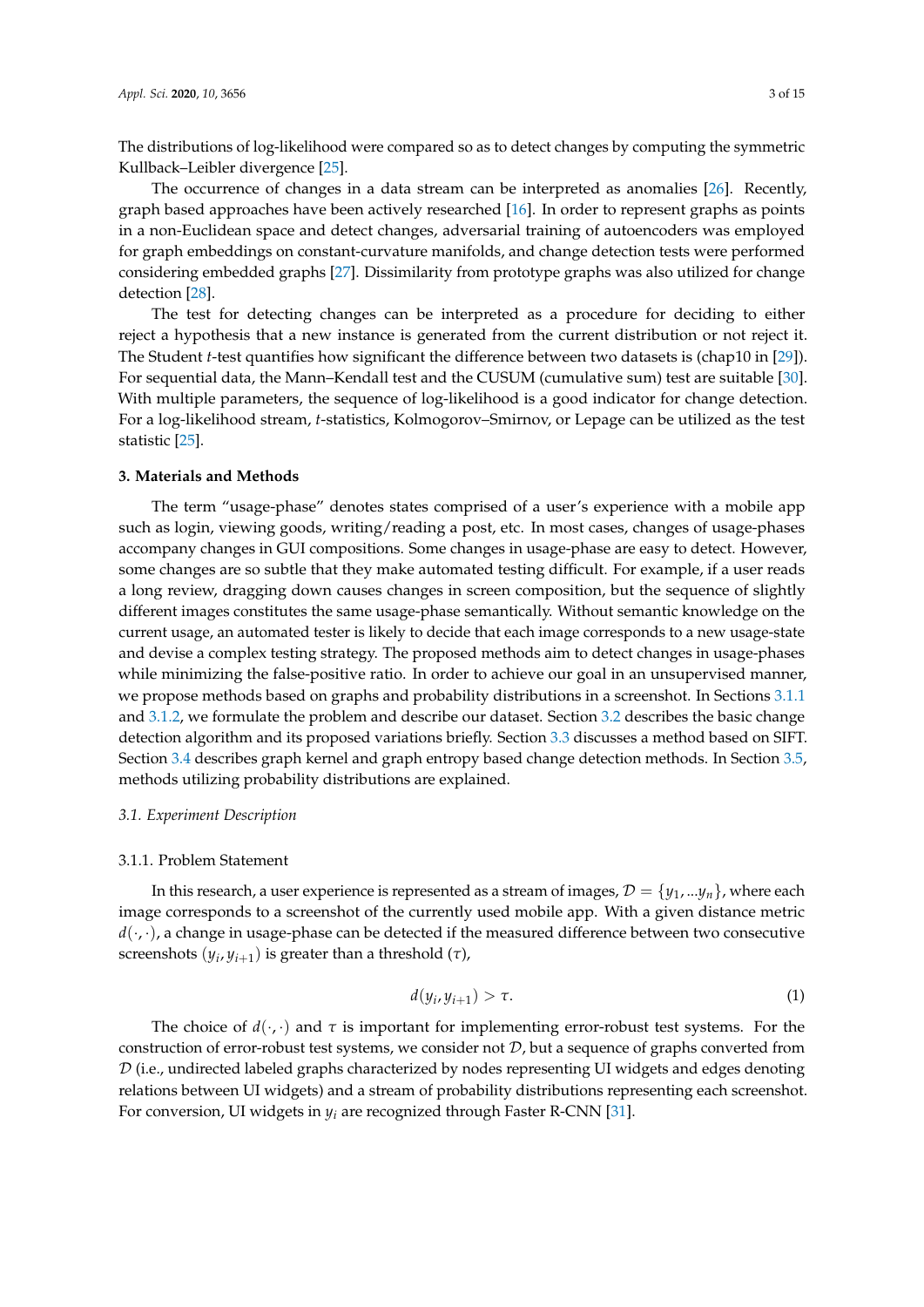The distributions of log-likelihood were compared so as to detect changes by computing the symmetric Kullback–Leibler divergence [25].

The occurrence of changes in a data stream can be interpreted as anomalies [26]. Recently, graph based approaches have been actively researched [16]. In order to represent graphs as points in a non-Euclidean space and detect changes, adversarial training of autoencoders was employed for graph embeddings on constant-curvature manifolds, and change detection tests were performed considering embedded graphs [27]. Dissimilarity from prototype graphs was also utilized for change detection [28].

The test for detecting changes can be interpreted as a procedure for deciding to either reject a hypothesis that a new instance is generated from the current distribution or not reject it. The Student $t$-test quantifies how significant the difference between two datasets is (chap10 in [29]). For sequential data, the Mann–Kendall test and the CUSUM (cumulative sum) test are suitable [30]. With multiple parameters, the sequence of log-likelihood is a good indicator for change detection. For a log-likelihood stream, $t$-statistics, Kolmogorov–Smirnov, or Lepage can be utilized as the test statistic [25].

## 3. Materials and Methods

The term "usage-phase" denotes states comprised of a user's experience with a mobile app such as login, viewing goods, writing/reading a post, etc. In most cases, changes of usage-phases accompany changes in GUI compositions. Some changes in usage-phase are easy to detect. However, some changes are so subtle that they make automated testing difficult. For example, if a user reads a long review, dragging down causes changes in screen composition, but the sequence of slightly different images constitutes the same usage-phase semantically. Without semantic knowledge on the current usage, an automated tester is likely to decide that each image corresponds to a new usage-state and devise a complex testing strategy. The proposed methods aim to detect changes in usage-phases while minimizing the false-positive ratio. In order to achieve our goal in an unsupervised manner, we propose methods based on graphs and probability distributions in a screenshot. In Sections 3.1.1 and 3.1.2, we formulate the problem and describe our dataset. Section 3.2 describes the basic change detection algorithm and its proposed variations briefly. Section 3.3 discusses a method based on SIFT. Section 3.4 describes graph kernel and graph entropy based change detection methods. In Section 3.5, methods utilizing probability distributions are explained.

### 3.1. Experiment Description

#### 3.1.1. Problem Statement

In this research, a user experience is represented as a stream of images, $\mathcal{D} = \{y_1, ...y_n\}$, where each image corresponds to a screenshot of the currently used mobile app. With a given distance metric $d(\cdot,\cdot)$, a change in usage-phase can be detected if the measured difference between two consecutive screenshots $(y_i, y_{i+1})$ is greater than a threshold ($\tau$),

$$d(y_i, y_{i+1}) > \tau. \tag{1}$$

The choice of $d(\cdot,\cdot)$ and $\tau$ is important for implementing error-robust test systems. For the construction of error-robust test systems, we consider not $\mathcal{D}$, but a sequence of graphs converted from $\mathcal{D}$ (i.e., undirected labeled graphs characterized by nodes representing UI widgets and edges denoting relations between UI widgets) and a stream of probability distributions representing each screenshot. For conversion, UI widgets in $y_i$ are recognized through Faster R-CNN [31].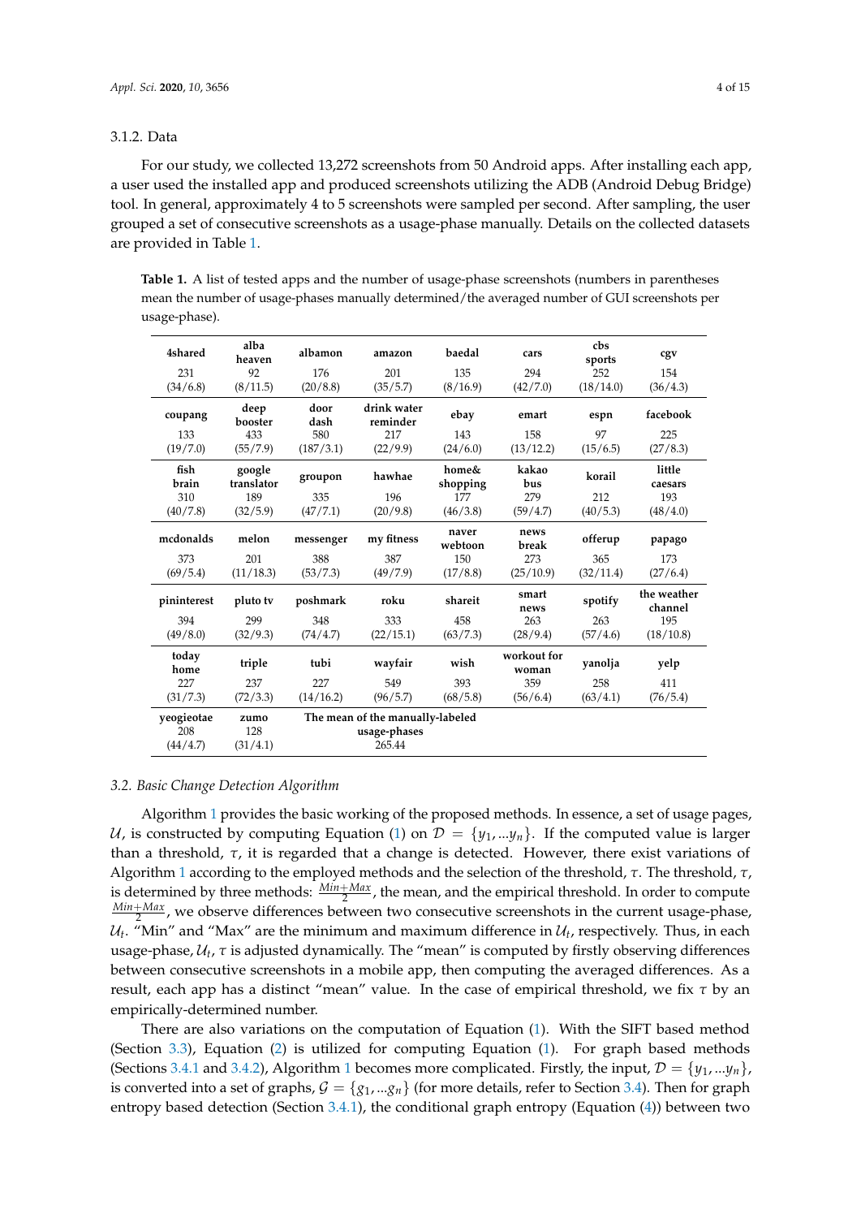3.1.2. Data

For our study, we collected 13,272 screenshots from 50 Android apps. After installing each app, a user used the installed app and produced screenshots utilizing the ADB (Android Debug Bridge) tool. In general, approximately 4 to 5 screenshots were sampled per second. After sampling, the user grouped a set of consecutive screenshots as a usage-phase manually. Details on the collected datasets are provided in Table 1.

**Table 1.** A list of tested apps and the number of usage-phase screenshots (numbers in parentheses mean the number of usage-phases manually determined/the averaged number of GUI screenshots per usage-phase).

| **4shared** | **alba heaven** | **albamon** | **amazon** | **baedal** | **cars** | **cbs sports** | **cgv** |
|---|---|---|---|---|---|---|---|
| 231 (34/6.8) | 92 (8/11.5) | 176 (20/8.8) | 201 (35/5.7) | 135 (8/16.9) | 294 (42/7.0) | 252 (18/14.0) | 154 (36/4.3) |
| **coupang** | **deep booster** | **door dash** | **drink water reminder** | **ebay** | **emart** | **espn** | **facebook** |
| 133 (19/7.0) | 433 (55/7.9) | 580 (187/3.1) | 217 (22/9.9) | 143 (24/6.0) | 158 (13/12.2) | 97 (15/6.5) | 225 (27/8.3) |
| **fish brain** | **google translator** | **groupon** | **hawhae** | **home& shopping** | **kakao bus** | **korail** | **little caesars** |
| 310 (40/7.8) | 189 (32/5.9) | 335 (47/7.1) | 196 (20/9.8) | 177 (46/3.8) | 279 (59/4.7) | 212 (40/5.3) | 193 (48/4.0) |
| **mcdonalds** | **melon** | **messenger** | **my fitness** | **naver webtoon** | **news break** | **offerup** | **papago** |
| 373 (69/5.4) | 201 (11/18.3) | 388 (53/7.3) | 387 (49/7.9) | 150 (17/8.8) | 273 (25/10.9) | 365 (32/11.4) | 173 (27/6.4) |
| **pininterest** | **pluto tv** | **poshmark** | **roku** | **shareit** | **smart news** | **spotify** | **the weather channel** |
| 394 (49/8.0) | 299 (32/9.3) | 348 (74/4.7) | 333 (22/15.1) | 458 (63/7.3) | 263 (28/9.4) | 263 (57/4.6) | 195 (18/10.8) |
| **today home** | **triple** | **tubi** | **wayfair** | **wish** | **workout for woman** | **yanolja** | **yelp** |
| 227 (31/7.3) | 237 (72/3.3) | 227 (14/16.2) | 549 (96/5.7) | 393 (68/5.8) | 359 (56/6.4) | 258 (63/4.1) | 411 (76/5.4) |
| **yeogieotae** 208 (44/4.7) | **zumo** 128 (31/4.1) | **The mean of the manually-labeled usage-phases** 265.44 | | | | | |

### 3.2. Basic Change Detection Algorithm

Algorithm 1 provides the basic working of the proposed methods. In essence, a set of usage pages, $\mathcal{U}$, is constructed by computing Equation (1) on $\mathcal{D} = \{y_1, ...y_n\}$. If the computed value is larger than a threshold, $\tau$, it is regarded that a change is detected. However, there exist variations of Algorithm 1 according to the employed methods and the selection of the threshold, $\tau$. The threshold, $\tau$, is determined by three methods: $\frac{Min+Max}{2}$, the mean, and the empirical threshold. In order to compute $\frac{Min+Max}{2}$, we observe differences between two consecutive screenshots in the current usage-phase, $\mathcal{U}_t$. "Min" and "Max" are the minimum and maximum difference in $\mathcal{U}_t$, respectively. Thus, in each usage-phase, $\mathcal{U}_t$, $\tau$ is adjusted dynamically. The "mean" is computed by firstly observing differences between consecutive screenshots in a mobile app, then computing the averaged differences. As a result, each app has a distinct "mean" value. In the case of empirical threshold, we fix $\tau$ by an empirically-determined number.

There are also variations on the computation of Equation (1). With the SIFT based method (Section 3.3), Equation (2) is utilized for computing Equation (1). For graph based methods (Sections 3.4.1 and 3.4.2), Algorithm 1 becomes more complicated. Firstly, the input, $\mathcal{D} = \{y_1, ...y_n\}$, is converted into a set of graphs, $\mathcal{G} = \{g_1, ...g_n\}$ (for more details, refer to Section 3.4). Then for graph entropy based detection (Section 3.4.1), the conditional graph entropy (Equation (4)) between two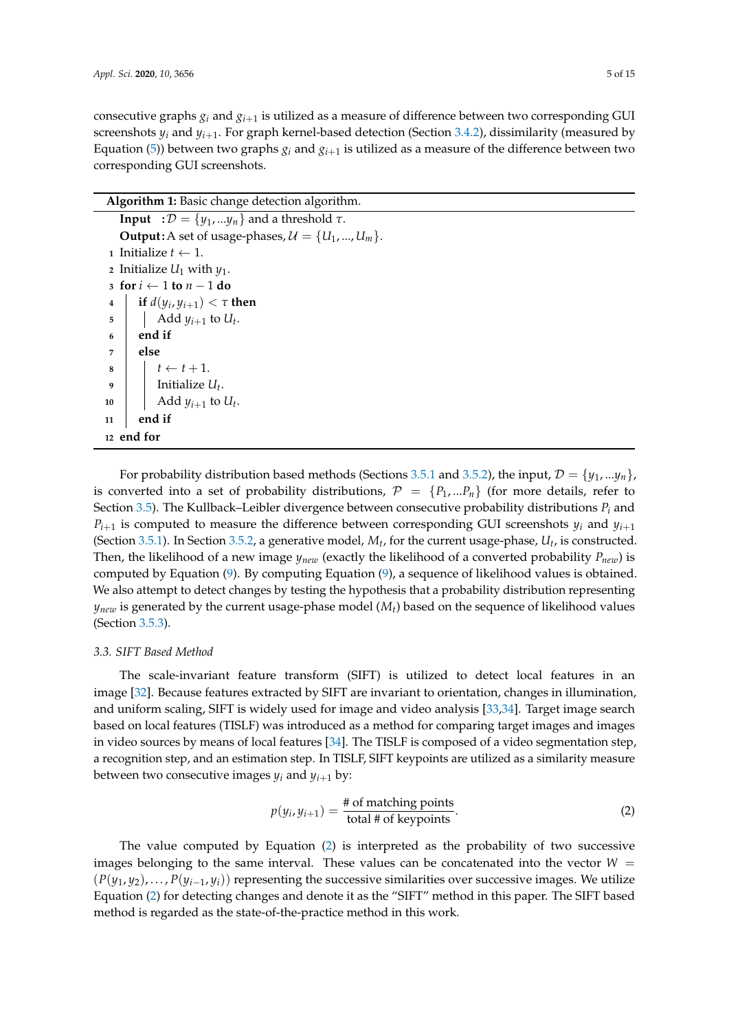consecutive graphs $g_i$ and $g_{i+1}$ is utilized as a measure of difference between two corresponding GUI screenshots $y_i$ and $y_{i+1}$. For graph kernel-based detection (Section 3.4.2), dissimilarity (measured by Equation (5)) between two graphs $g_i$ and $g_{i+1}$ is utilized as a measure of the difference between two corresponding GUI screenshots.

**Algorithm 1:** Basic change detection algorithm.

```
    Input  : D = {y_1, ...y_n} and a threshold τ.
    Output : A set of usage-phases, U = {U_1, ..., U_m}.
 1  Initialize t ← 1.
 2  Initialize U_1 with y_1.
 3  for i ← 1 to n − 1 do
 4  |   if d(y_i, y_{i+1}) < τ then
 5  |   |   Add y_{i+1} to U_t.
 6  |   end if
 7  |   else
 8  |   |   t ← t + 1.
 9  |   |   Initialize U_t.
10  |   |   Add y_{i+1} to U_t.
11  |   end if
12  end for
```

For probability distribution based methods (Sections 3.5.1 and 3.5.2), the input, $\mathcal{D} = \{y_1, ...y_n\}$, is converted into a set of probability distributions, $\mathcal{P} = \{P_1, ...P_n\}$ (for more details, refer to Section 3.5). The Kullback–Leibler divergence between consecutive probability distributions $P_i$ and $P_{i+1}$ is computed to measure the difference between corresponding GUI screenshots $y_i$ and $y_{i+1}$ (Section 3.5.1). In Section 3.5.2, a generative model, $M_t$, for the current usage-phase, $U_t$, is constructed. Then, the likelihood of a new image $y_{new}$ (exactly the likelihood of a converted probability $P_{new}$) is computed by Equation (9). By computing Equation (9), a sequence of likelihood values is obtained. We also attempt to detect changes by testing the hypothesis that a probability distribution representing $y_{new}$ is generated by the current usage-phase model ($M_t$) based on the sequence of likelihood values (Section 3.5.3).

### *3.3. SIFT Based Method*

The scale-invariant feature transform (SIFT) is utilized to detect local features in an image [32]. Because features extracted by SIFT are invariant to orientation, changes in illumination, and uniform scaling, SIFT is widely used for image and video analysis [33,34]. Target image search based on local features (TISLF) was introduced as a method for comparing target images and images in video sources by means of local features [34]. The TISLF is composed of a video segmentation step, a recognition step, and an estimation step. In TISLF, SIFT keypoints are utilized as a similarity measure between two consecutive images $y_i$ and $y_{i+1}$ by:

$$p(y_i, y_{i+1}) = \frac{\text{\# of matching points}}{\text{total \# of keypoints}}. \tag{2}$$

The value computed by Equation (2) is interpreted as the probability of two successive images belonging to the same interval. These values can be concatenated into the vector $W = (P(y_1, y_2), \ldots, P(y_{i-1}, y_i))$ representing the successive similarities over successive images. We utilize Equation (2) for detecting changes and denote it as the "SIFT" method in this paper. The SIFT based method is regarded as the state-of-the-practice method in this work.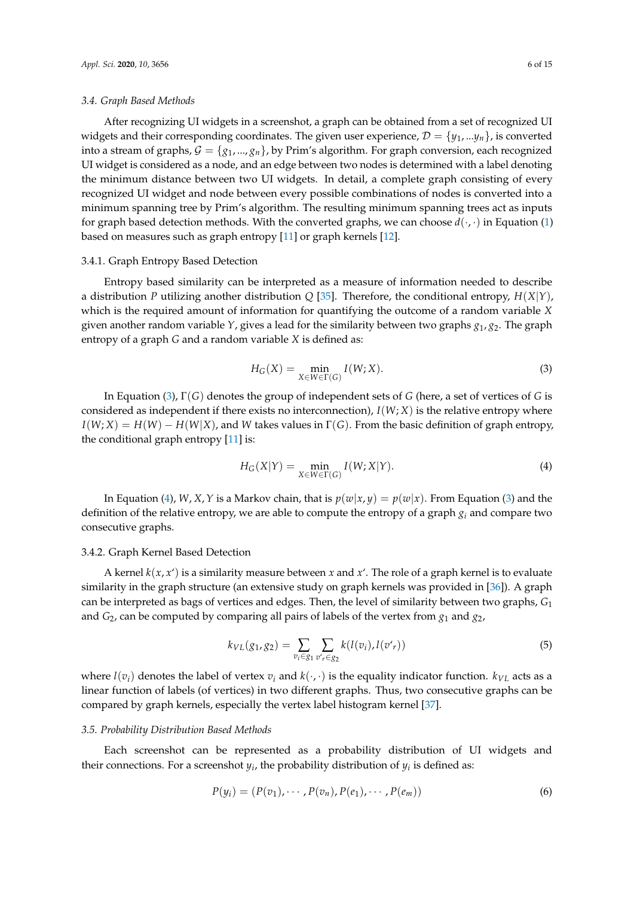### 3.4. Graph Based Methods

After recognizing UI widgets in a screenshot, a graph can be obtained from a set of recognized UI widgets and their corresponding coordinates. The given user experience, $\mathcal{D} = \{y_1, ...y_n\}$, is converted into a stream of graphs, $\mathcal{G} = \{g_1, ..., g_n\}$, by Prim's algorithm. For graph conversion, each recognized UI widget is considered as a node, and an edge between two nodes is determined with a label denoting the minimum distance between two UI widgets. In detail, a complete graph consisting of every recognized UI widget and node between every possible combinations of nodes is converted into a minimum spanning tree by Prim's algorithm. The resulting minimum spanning trees act as inputs for graph based detection methods. With the converted graphs, we can choose $d(\cdot, \cdot)$ in Equation (1) based on measures such as graph entropy [11] or graph kernels [12].

#### 3.4.1. Graph Entropy Based Detection

Entropy based similarity can be interpreted as a measure of information needed to describe a distribution $P$ utilizing another distribution $Q$ [35]. Therefore, the conditional entropy, $H(X|Y)$, which is the required amount of information for quantifying the outcome of a random variable $X$ given another random variable $Y$, gives a lead for the similarity between two graphs $g_1, g_2$. The graph entropy of a graph $G$ and a random variable $X$ is defined as:

$$H_G(X) = \min_{X \in W \in \Gamma(G)} I(W; X). \tag{3}$$

In Equation (3), $\Gamma(G)$ denotes the group of independent sets of $G$ (here, a set of vertices of $G$ is considered as independent if there exists no interconnection), $I(W; X)$ is the relative entropy where $I(W; X) = H(W) - H(W|X)$, and $W$ takes values in $\Gamma(G)$. From the basic definition of graph entropy, the conditional graph entropy [11] is:

$$H_G(X|Y) = \min_{X \in W \in \Gamma(G)} I(W; X|Y). \tag{4}$$

In Equation (4), $W, X, Y$ is a Markov chain, that is $p(w|x, y) = p(w|x)$. From Equation (3) and the definition of the relative entropy, we are able to compute the entropy of a graph $g_i$ and compare two consecutive graphs.

#### 3.4.2. Graph Kernel Based Detection

A kernel $k(x, x')$ is a similarity measure between $x$ and $x'$. The role of a graph kernel is to evaluate similarity in the graph structure (an extensive study on graph kernels was provided in [36]). A graph can be interpreted as bags of vertices and edges. Then, the level of similarity between two graphs, $G_1$ and $G_2$, can be computed by comparing all pairs of labels of the vertex from $g_1$ and $g_2$,

$$k_{VL}(g_1, g_2) = \sum_{v_i \in g_1} \sum_{v'_r \in g_2} k(l(v_i), l(v'_r)) \tag{5}$$

where $l(v_i)$ denotes the label of vertex $v_i$ and $k(\cdot, \cdot)$ is the equality indicator function. $k_{VL}$ acts as a linear function of labels (of vertices) in two different graphs. Thus, two consecutive graphs can be compared by graph kernels, especially the vertex label histogram kernel [37].

### 3.5. Probability Distribution Based Methods

Each screenshot can be represented as a probability distribution of UI widgets and their connections. For a screenshot $y_i$, the probability distribution of $y_i$ is defined as:

$$P(y_i) = (P(v_1), \cdots, P(v_n), P(e_1), \cdots, P(e_m)) \tag{6}$$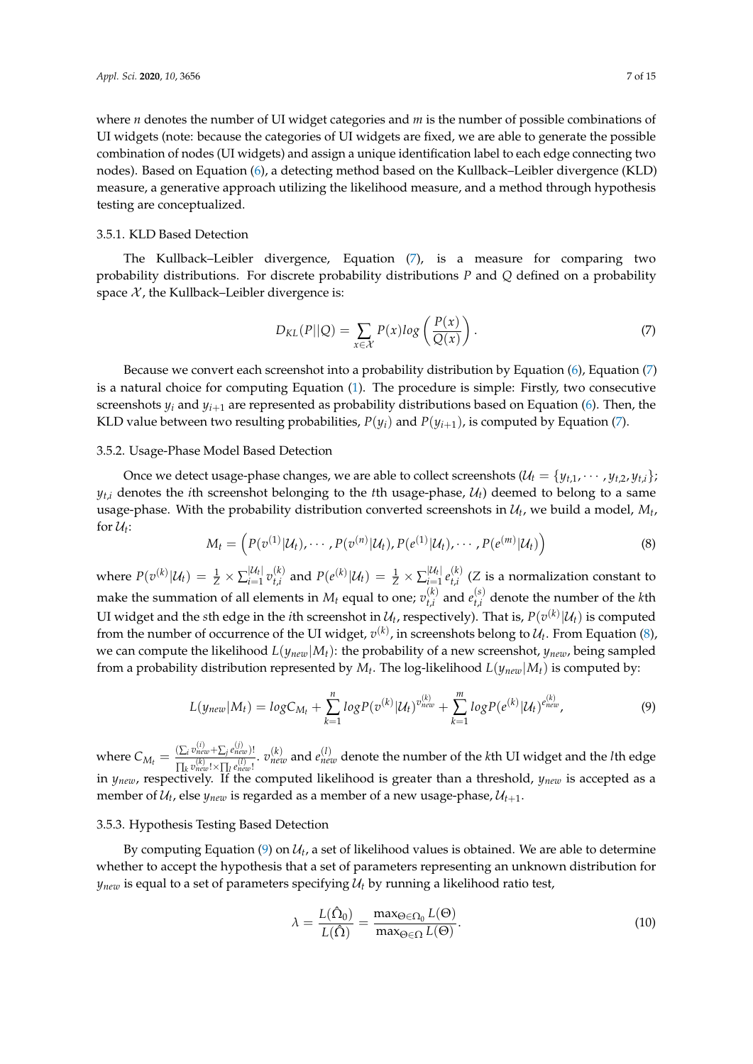where $n$ denotes the number of UI widget categories and $m$ is the number of possible combinations of UI widgets (note: because the categories of UI widgets are fixed, we are able to generate the possible combination of nodes (UI widgets) and assign a unique identification label to each edge connecting two nodes). Based on Equation (6), a detecting method based on the Kullback–Leibler divergence (KLD) measure, a generative approach utilizing the likelihood measure, and a method through hypothesis testing are conceptualized.

### 3.5.1. KLD Based Detection

The Kullback–Leibler divergence, Equation (7), is a measure for comparing two probability distributions. For discrete probability distributions $P$ and $Q$ defined on a probability space $\mathcal{X}$, the Kullback–Leibler divergence is:

$$D_{KL}(P||Q) = \sum_{x \in \mathcal{X}} P(x) log \left( \frac{P(x)}{Q(x)} \right). \tag{7}$$

Because we convert each screenshot into a probability distribution by Equation (6), Equation (7) is a natural choice for computing Equation (1). The procedure is simple: Firstly, two consecutive screenshots $y_i$ and $y_{i+1}$ are represented as probability distributions based on Equation (6). Then, the KLD value between two resulting probabilities, $P(y_i)$ and $P(y_{i+1})$, is computed by Equation (7).

### 3.5.2. Usage-Phase Model Based Detection

Once we detect usage-phase changes, we are able to collect screenshots ($\mathcal{U}_t = \{y_{t,1}, \cdots, y_{t,2}, y_{t,i}\}$; $y_{t,i}$ denotes the $i$th screenshot belonging to the $t$th usage-phase, $\mathcal{U}_t$) deemed to belong to a same usage-phase. With the probability distribution converted screenshots in $\mathcal{U}_t$, we build a model, $M_t$, for $\mathcal{U}_t$:

$$M_t = \left( P(v^{(1)}|\mathcal{U}_t), \cdots, P(v^{(n)}|\mathcal{U}_t), P(e^{(1)}|\mathcal{U}_t), \cdots, P(e^{(m)}|\mathcal{U}_t) \right) \tag{8}$$

where $P(v^{(k)}|\mathcal{U}_t) = \frac{1}{Z} \times \sum_{i=1}^{|\mathcal{U}_t|} v_{t,i}^{(k)}$ and $P(e^{(k)}|\mathcal{U}_t) = \frac{1}{Z} \times \sum_{i=1}^{|\mathcal{U}_t|} e_{t,i}^{(k)}$ ($Z$ is a normalization constant to make the summation of all elements in $M_t$ equal to one; $v_{t,i}^{(k)}$ and $e_{t,i}^{(s)}$ denote the number of the $k$th UI widget and the $s$th edge in the $i$th screenshot in $\mathcal{U}_t$, respectively). That is, $P(v^{(k)}|\mathcal{U}_t)$ is computed from the number of occurrence of the UI widget, $v^{(k)}$, in screenshots belong to $\mathcal{U}_t$. From Equation (8), we can compute the likelihood $L(y_{new}|M_t)$: the probability of a new screenshot, $y_{new}$, being sampled from a probability distribution represented by $M_t$. The log-likelihood $L(y_{new}|M_t)$ is computed by:

$$L(y_{new}|M_t) = logC_{M_t} + \sum_{k=1}^{n} logP(v^{(k)}|\mathcal{U}_t)^{v_{new}^{(k)}} + \sum_{k=1}^{m} logP(e^{(k)}|\mathcal{U}_t)^{e_{new}^{(k)}}, \tag{9}$$

where $C_{M_t} = \frac{(\sum_i v_{new}^{(i)} + \sum_j e_{new}^{(j)})!}{\prod_k v_{new}^{(k)}! \times \prod_l e_{new}^{(l)}!}$. $v_{new}^{(k)}$ and $e_{new}^{(l)}$ denote the number of the $k$th UI widget and the $l$th edge in $y_{new}$, respectively. If the computed likelihood is greater than a threshold, $y_{new}$ is accepted as a member of $\mathcal{U}_t$, else $y_{new}$ is regarded as a member of a new usage-phase, $\mathcal{U}_{t+1}$.

### 3.5.3. Hypothesis Testing Based Detection

By computing Equation (9) on $\mathcal{U}_t$, a set of likelihood values is obtained. We are able to determine whether to accept the hypothesis that a set of parameters representing an unknown distribution for $y_{new}$ is equal to a set of parameters specifying $\mathcal{U}_t$ by running a likelihood ratio test,

$$\lambda = \frac{L(\hat{\Omega}_0)}{L(\hat{\Omega})} = \frac{\max_{\Theta \in \Omega_0} L(\Theta)}{\max_{\Theta \in \Omega} L(\Theta)}. \tag{10}$$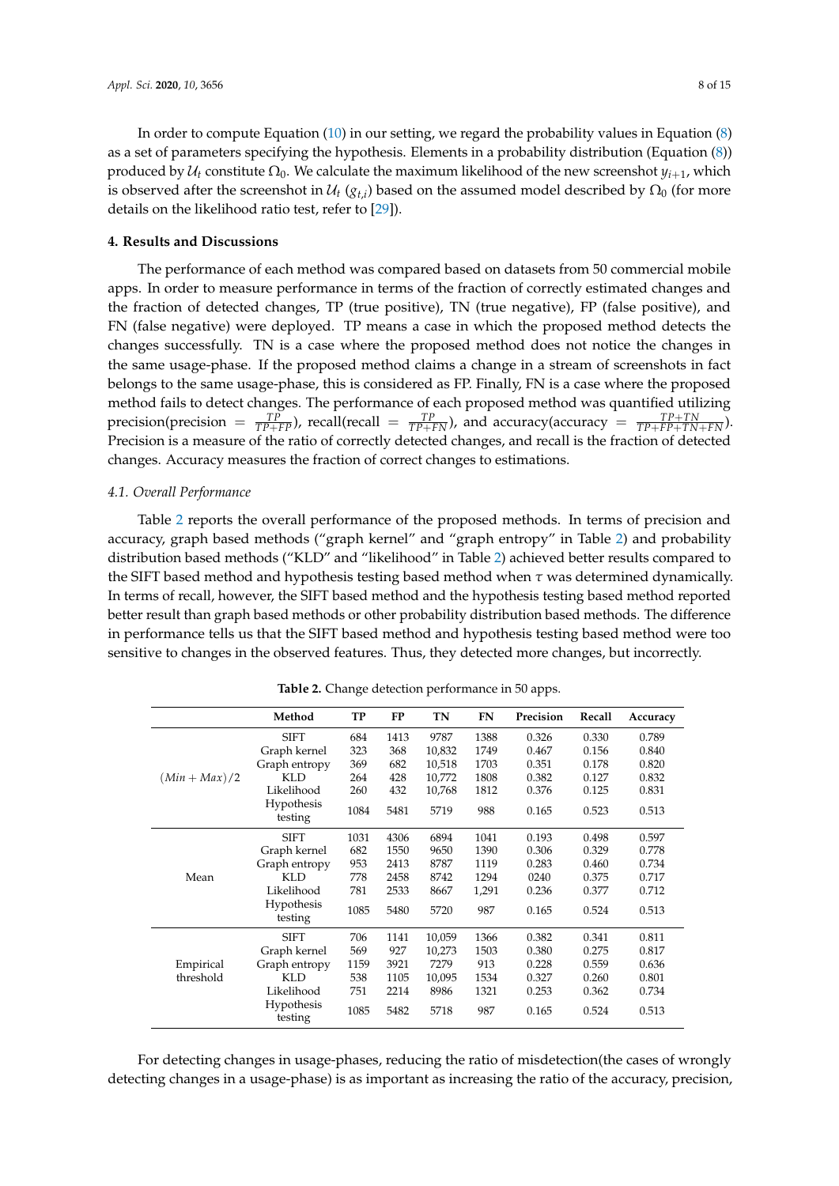In order to compute Equation (10) in our setting, we regard the probability values in Equation (8) as a set of parameters specifying the hypothesis. Elements in a probability distribution (Equation (8)) produced by $\mathcal{U}_t$ constitute $\Omega_0$. We calculate the maximum likelihood of the new screenshot $y_{i+1}$, which is observed after the screenshot in $\mathcal{U}_t$ ($g_{t,i}$) based on the assumed model described by $\Omega_0$ (for more details on the likelihood ratio test, refer to [29]).

## 4. Results and Discussions

The performance of each method was compared based on datasets from 50 commercial mobile apps. In order to measure performance in terms of the fraction of correctly estimated changes and the fraction of detected changes, TP (true positive), TN (true negative), FP (false positive), and FN (false negative) were deployed. TP means a case in which the proposed method detects the changes successfully. TN is a case where the proposed method does not notice the changes in the same usage-phase. If the proposed method claims a change in a stream of screenshots in fact belongs to the same usage-phase, this is considered as FP. Finally, FN is a case where the proposed method fails to detect changes. The performance of each proposed method was quantified utilizing precision(precision $= \frac{TP}{TP+FP}$), recall(recall $= \frac{TP}{TP+FN}$), and accuracy(accuracy $= \frac{TP+TN}{TP+FP+TN+FN}$). Precision is a measure of the ratio of correctly detected changes, and recall is the fraction of detected changes. Accuracy measures the fraction of correct changes to estimations.

### 4.1. Overall Performance

Table 2 reports the overall performance of the proposed methods. In terms of precision and accuracy, graph based methods ("graph kernel" and "graph entropy" in Table 2) and probability distribution based methods ("KLD" and "likelihood" in Table 2) achieved better results compared to the SIFT based method and hypothesis testing based method when $\tau$ was determined dynamically. In terms of recall, however, the SIFT based method and the hypothesis testing based method reported better result than graph based methods or other probability distribution based methods. The difference in performance tells us that the SIFT based method and hypothesis testing based method were too sensitive to changes in the observed features. Thus, they detected more changes, but incorrectly.

**Table 2.** Change detection performance in 50 apps.

| | Method | TP | FP | TN | FN | Precision | Recall | Accuracy |
|---|---|---|---|---|---|---|---|---|
| $(Min + Max)/2$ | SIFT | 684 | 1413 | 9787 | 1388 | 0.326 | 0.330 | 0.789 |
| | Graph kernel | 323 | 368 | 10,832 | 1749 | 0.467 | 0.156 | 0.840 |
| | Graph entropy | 369 | 682 | 10,518 | 1703 | 0.351 | 0.178 | 0.820 |
| | KLD | 264 | 428 | 10,772 | 1808 | 0.382 | 0.127 | 0.832 |
| | Likelihood | 260 | 432 | 10,768 | 1812 | 0.376 | 0.125 | 0.831 |
| | Hypothesis testing | 1084 | 5481 | 5719 | 988 | 0.165 | 0.523 | 0.513 |
| Mean | SIFT | 1031 | 4306 | 6894 | 1041 | 0.193 | 0.498 | 0.597 |
| | Graph kernel | 682 | 1550 | 9650 | 1390 | 0.306 | 0.329 | 0.778 |
| | Graph entropy | 953 | 2413 | 8787 | 1119 | 0.283 | 0.460 | 0.734 |
| | KLD | 778 | 2458 | 8742 | 1294 | 0240 | 0.375 | 0.717 |
| | Likelihood | 781 | 2533 | 8667 | 1,291 | 0.236 | 0.377 | 0.712 |
| | Hypothesis testing | 1085 | 5480 | 5720 | 987 | 0.165 | 0.524 | 0.513 |
| Empirical threshold | SIFT | 706 | 1141 | 10,059 | 1366 | 0.382 | 0.341 | 0.811 |
| | Graph kernel | 569 | 927 | 10,273 | 1503 | 0.380 | 0.275 | 0.817 |
| | Graph entropy | 1159 | 3921 | 7279 | 913 | 0.228 | 0.559 | 0.636 |
| | KLD | 538 | 1105 | 10,095 | 1534 | 0.327 | 0.260 | 0.801 |
| | Likelihood | 751 | 2214 | 8986 | 1321 | 0.253 | 0.362 | 0.734 |
| | Hypothesis testing | 1085 | 5482 | 5718 | 987 | 0.165 | 0.524 | 0.513 |

For detecting changes in usage-phases, reducing the ratio of misdetection(the cases of wrongly detecting changes in a usage-phase) is as important as increasing the ratio of the accuracy, precision,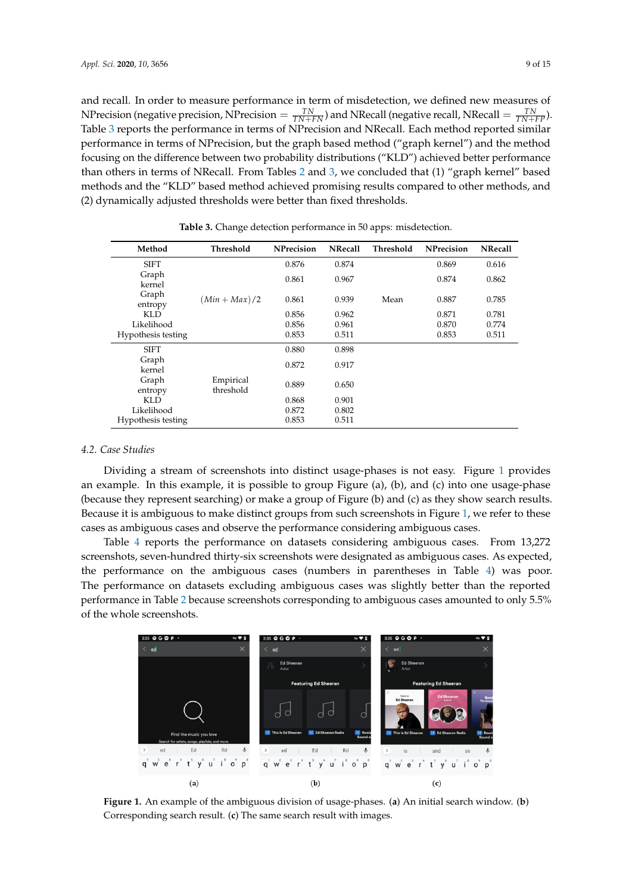and recall. In order to measure performance in term of misdetection, we defined new measures of NPrecision (negative precision, NPrecision $= \frac{TN}{TN+FN}$) and NRecall (negative recall, NRecall $= \frac{TN}{TN+FP}$). Table 3 reports the performance in terms of NPrecision and NRecall. Each method reported similar performance in terms of NPrecision, but the graph based method ("graph kernel") and the method focusing on the difference between two probability distributions ("KLD") achieved better performance than others in terms of NRecall. From Tables 2 and 3, we concluded that (1) "graph kernel" based methods and the "KLD" based method achieved promising results compared to other methods, and (2) dynamically adjusted thresholds were better than fixed thresholds.

**Table 3.** Change detection performance in 50 apps: misdetection.

| Method | Threshold | NPrecision | NRecall | Threshold | NPrecision | NRecall |
|---|---|---|---|---|---|---|
| SIFT | $(Min + Max)/2$ | 0.876 | 0.874 | Mean | 0.869 | 0.616 |
| Graph kernel | | 0.861 | 0.967 | | 0.874 | 0.862 |
| Graph entropy | | 0.861 | 0.939 | | 0.887 | 0.785 |
| KLD | | 0.856 | 0.962 | | 0.871 | 0.781 |
| Likelihood | | 0.856 | 0.961 | | 0.870 | 0.774 |
| Hypothesis testing | | 0.853 | 0.511 | | 0.853 | 0.511 |
| SIFT | Empirical threshold | 0.880 | 0.898 | | | |
| Graph kernel | | 0.872 | 0.917 | | | |
| Graph entropy | | 0.889 | 0.650 | | | |
| KLD | | 0.868 | 0.901 | | | |
| Likelihood | | 0.872 | 0.802 | | | |
| Hypothesis testing | | 0.853 | 0.511 | | | |

### 4.2. Case Studies

Dividing a stream of screenshots into distinct usage-phases is not easy. Figure 1 provides an example. In this example, it is possible to group Figure (a), (b), and (c) into one usage-phase (because they represent searching) or make a group of Figure (b) and (c) as they show search results. Because it is ambiguous to make distinct groups from such screenshots in Figure 1, we refer to these cases as ambiguous cases and observe the performance considering ambiguous cases.

Table 4 reports the performance on datasets considering ambiguous cases. From 13,272 screenshots, seven-hundred thirty-six screenshots were designated as ambiguous cases. As expected, the performance on the ambiguous cases (numbers in parentheses in Table 4) was poor. The performance on datasets excluding ambiguous cases was slightly better than the reported performance in Table 2 because screenshots corresponding to ambiguous cases amounted to only 5.5% of the whole screenshots.

**Figure 1.** An example of the ambiguous division of usage-phases. (**a**) An initial search window. (**b**) Corresponding search result. (**c**) The same search result with images.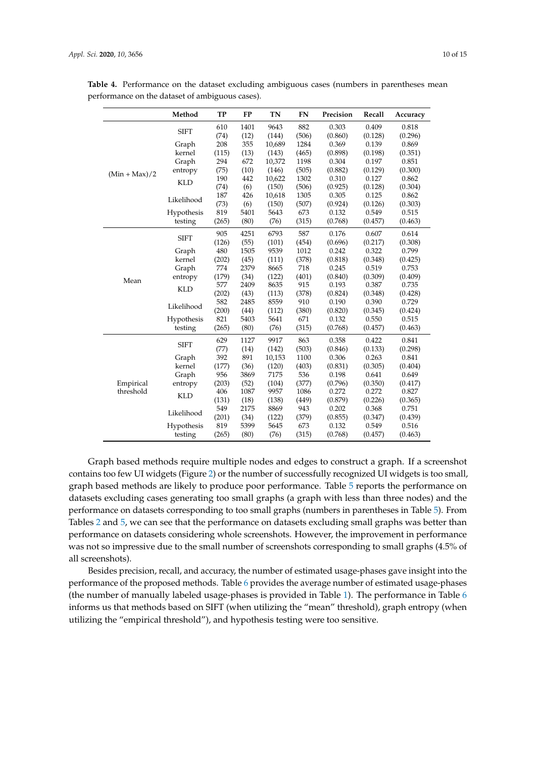**Table 4.** Performance on the dataset excluding ambiguous cases (numbers in parentheses mean performance on the dataset of ambiguous cases).

| | Method | TP | FP | TN | FN | Precision | Recall | Accuracy |
|---|---|---|---|---|---|---|---|---|
| (Min + Max)/2 | SIFT | 610 (74) | 1401 (12) | 9643 (144) | 882 (506) | 0.303 (0.860) | 0.409 (0.128) | 0.818 (0.296) |
| | Graph kernel | 208 (115) | 355 (13) | 10,689 (143) | 1284 (465) | 0.369 (0.898) | 0.139 (0.198) | 0.869 (0.351) |
| | Graph entropy | 294 (75) | 672 (10) | 10,372 (146) | 1198 (505) | 0.304 (0.882) | 0.197 (0.129) | 0.851 (0.300) |
| | KLD | 190 (74) | 442 (6) | 10,622 (150) | 1302 (506) | 0.310 (0.925) | 0.127 (0.128) | 0.862 (0.304) |
| | Likelihood | 187 (73) | 426 (6) | 10,618 (150) | 1305 (507) | 0.305 (0.924) | 0.125 (0.126) | 0.862 (0.303) |
| | Hypothesis testing | 819 (265) | 5401 (80) | 5643 (76) | 673 (315) | 0.132 (0.768) | 0.549 (0.457) | 0.515 (0.463) |
| Mean | SIFT | 905 (126) | 4251 (55) | 6793 (101) | 587 (454) | 0.176 (0.696) | 0.607 (0.217) | 0.614 (0.308) |
| | Graph kernel | 480 (202) | 1505 (45) | 9539 (111) | 1012 (378) | 0.242 (0.818) | 0.322 (0.348) | 0.799 (0.425) |
| | Graph entropy | 774 (179) | 2379 (34) | 8665 (122) | 718 (401) | 0.245 (0.840) | 0.519 (0.309) | 0.753 (0.409) |
| | KLD | 577 (202) | 2409 (43) | 8635 (113) | 915 (378) | 0.193 (0.824) | 0.387 (0.348) | 0.735 (0.428) |
| | Likelihood | 582 (200) | 2485 (44) | 8559 (112) | 910 (380) | 0.190 (0.820) | 0.390 (0.345) | 0.729 (0.424) |
| | Hypothesis testing | 821 (265) | 5403 (80) | 5641 (76) | 671 (315) | 0.132 (0.768) | 0.550 (0.457) | 0.515 (0.463) |
| Empirical threshold | SIFT | 629 (77) | 1127 (14) | 9917 (142) | 863 (503) | 0.358 (0.846) | 0.422 (0.133) | 0.841 (0.298) |
| | Graph kernel | 392 (177) | 891 (36) | 10,153 (120) | 1100 (403) | 0.306 (0.831) | 0.263 (0.305) | 0.841 (0.404) |
| | Graph entropy | 956 (203) | 3869 (52) | 7175 (104) | 536 (377) | 0.198 (0.796) | 0.641 (0.350) | 0.649 (0.417) |
| | KLD | 406 (131) | 1087 (18) | 9957 (138) | 1086 (449) | 0.272 (0.879) | 0.272 (0.226) | 0.827 (0.365) |
| | Likelihood | 549 (201) | 2175 (34) | 8869 (122) | 943 (379) | 0.202 (0.855) | 0.368 (0.347) | 0.751 (0.439) |
| | Hypothesis testing | 819 (265) | 5399 (80) | 5645 (76) | 673 (315) | 0.132 (0.768) | 0.549 (0.457) | 0.516 (0.463) |

Graph based methods require multiple nodes and edges to construct a graph. If a screenshot contains too few UI widgets (Figure 2) or the number of successfully recognized UI widgets is too small, graph based methods are likely to produce poor performance. Table 5 reports the performance on datasets excluding cases generating too small graphs (a graph with less than three nodes) and the performance on datasets corresponding to too small graphs (numbers in parentheses in Table 5). From Tables 2 and 5, we can see that the performance on datasets excluding small graphs was better than performance on datasets considering whole screenshots. However, the improvement in performance was not so impressive due to the small number of screenshots corresponding to small graphs (4.5% of all screenshots).

Besides precision, recall, and accuracy, the number of estimated usage-phases gave insight into the performance of the proposed methods. Table 6 provides the average number of estimated usage-phases (the number of manually labeled usage-phases is provided in Table 1). The performance in Table 6 informs us that methods based on SIFT (when utilizing the "mean" threshold), graph entropy (when utilizing the "empirical threshold"), and hypothesis testing were too sensitive.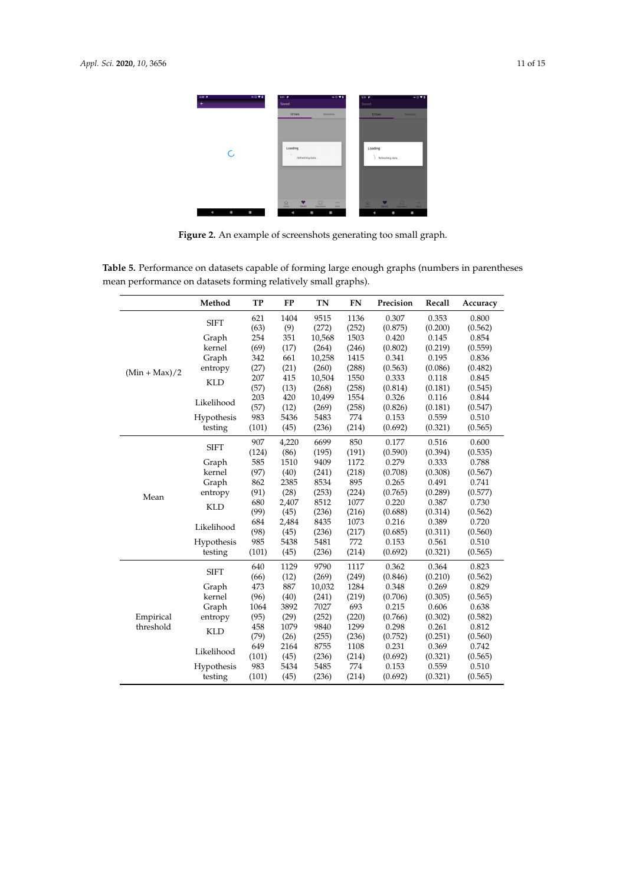**Figure 2.** An example of screenshots generating too small graph.

**Table 5.** Performance on datasets capable of forming large enough graphs (numbers in parentheses mean performance on datasets forming relatively small graphs).

| | Method | TP | FP | TN | FN | Precision | Recall | Accuracy |
|---|---|---|---|---|---|---|---|---|
| (Min + Max)/2 | SIFT | 621 (63) | 1404 (9) | 9515 (272) | 1136 (252) | 0.307 (0.875) | 0.353 (0.200) | 0.800 (0.562) |
| | Graph kernel | 254 (69) | 351 (17) | 10,568 (264) | 1503 (246) | 0.420 (0.802) | 0.145 (0.219) | 0.854 (0.559) |
| | Graph entropy | 342 (27) | 661 (21) | 10,258 (260) | 1415 (288) | 0.341 (0.563) | 0.195 (0.086) | 0.836 (0.482) |
| | KLD | 207 (57) | 415 (13) | 10,504 (268) | 1550 (258) | 0.333 (0.814) | 0.118 (0.181) | 0.845 (0.545) |
| | Likelihood | 203 (57) | 420 (12) | 10,499 (269) | 1554 (258) | 0.326 (0.826) | 0.116 (0.181) | 0.844 (0.547) |
| | Hypothesis testing | 983 (101) | 5436 (45) | 5483 (236) | 774 (214) | 0.153 (0.692) | 0.559 (0.321) | 0.510 (0.565) |
| Mean | SIFT | 907 (124) | 4,220 (86) | 6699 (195) | 850 (191) | 0.177 (0.590) | 0.516 (0.394) | 0.600 (0.535) |
| | Graph kernel | 585 (97) | 1510 (40) | 9409 (241) | 1172 (218) | 0.279 (0.708) | 0.333 (0.308) | 0.788 (0.567) |
| | Graph entropy | 862 (91) | 2385 (28) | 8534 (253) | 895 (224) | 0.265 (0.765) | 0.491 (0.289) | 0.741 (0.577) |
| | KLD | 680 (99) | 2,407 (45) | 8512 (236) | 1077 (216) | 0.220 (0.688) | 0.387 (0.314) | 0.730 (0.562) |
| | Likelihood | 684 (98) | 2,484 (45) | 8435 (236) | 1073 (217) | 0.216 (0.685) | 0.389 (0.311) | 0.720 (0.560) |
| | Hypothesis testing | 985 (101) | 5438 (45) | 5481 (236) | 772 (214) | 0.153 (0.692) | 0.561 (0.321) | 0.510 (0.565) |
| Empirical threshold | SIFT | 640 (66) | 1129 (12) | 9790 (269) | 1117 (249) | 0.362 (0.846) | 0.364 (0.210) | 0.823 (0.562) |
| | Graph kernel | 473 (96) | 887 (40) | 10,032 (241) | 1284 (219) | 0.348 (0.706) | 0.269 (0.305) | 0.829 (0.565) |
| | Graph entropy | 1064 (95) | 3892 (29) | 7027 (252) | 693 (220) | 0.215 (0.766) | 0.606 (0.302) | 0.638 (0.582) |
| | KLD | 458 (79) | 1079 (26) | 9840 (255) | 1299 (236) | 0.298 (0.752) | 0.261 (0.251) | 0.812 (0.560) |
| | Likelihood | 649 (101) | 2164 (45) | 8755 (236) | 1108 (214) | 0.231 (0.692) | 0.369 (0.321) | 0.742 (0.565) |
| | Hypothesis testing | 983 (101) | 5434 (45) | 5485 (236) | 774 (214) | 0.153 (0.692) | 0.559 (0.321) | 0.510 (0.565) |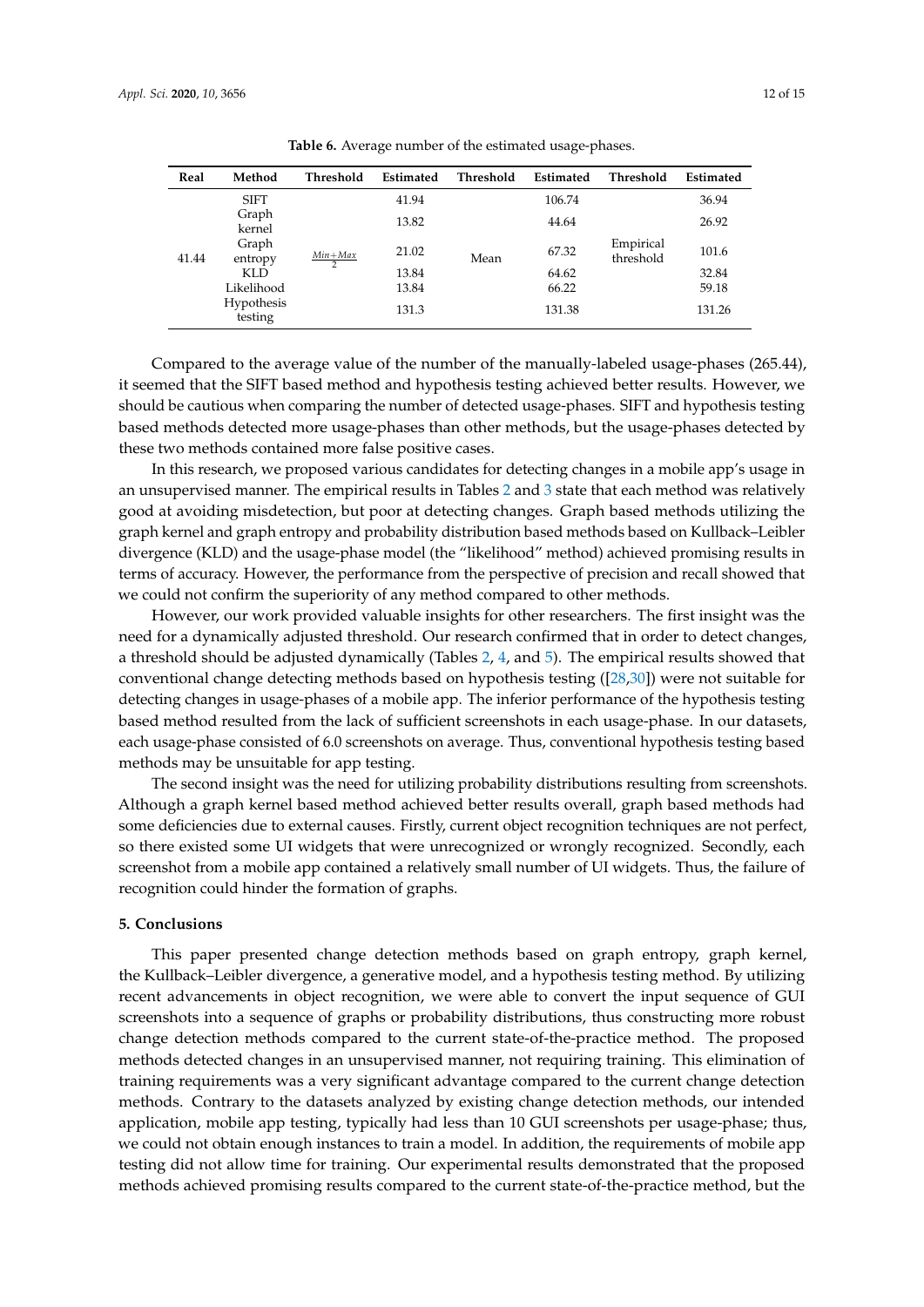**Table 6.** Average number of the estimated usage-phases.

| Real | Method | Threshold | Estimated | Threshold | Estimated | Threshold | Estimated |
|---|---|---|---|---|---|---|---|
| 41.44 | SIFT | $\frac{Min+Max}{2}$ | 41.94 | Mean | 106.74 | Empirical threshold | 36.94 |
| | Graph kernel | | 13.82 | | 44.64 | | 26.92 |
| | Graph entropy | | 21.02 | | 67.32 | | 101.6 |
| | KLD | | 13.84 | | 64.62 | | 32.84 |
| | Likelihood | | 13.84 | | 66.22 | | 59.18 |
| | Hypothesis testing | | 131.3 | | 131.38 | | 131.26 |

Compared to the average value of the number of the manually-labeled usage-phases (265.44), it seemed that the SIFT based method and hypothesis testing achieved better results. However, we should be cautious when comparing the number of detected usage-phases. SIFT and hypothesis testing based methods detected more usage-phases than other methods, but the usage-phases detected by these two methods contained more false positive cases.

In this research, we proposed various candidates for detecting changes in a mobile app's usage in an unsupervised manner. The empirical results in Tables 2 and 3 state that each method was relatively good at avoiding misdetection, but poor at detecting changes. Graph based methods utilizing the graph kernel and graph entropy and probability distribution based methods based on Kullback–Leibler divergence (KLD) and the usage-phase model (the "likelihood" method) achieved promising results in terms of accuracy. However, the performance from the perspective of precision and recall showed that we could not confirm the superiority of any method compared to other methods.

However, our work provided valuable insights for other researchers. The first insight was the need for a dynamically adjusted threshold. Our research confirmed that in order to detect changes, a threshold should be adjusted dynamically (Tables 2, 4, and 5). The empirical results showed that conventional change detecting methods based on hypothesis testing ([28,30]) were not suitable for detecting changes in usage-phases of a mobile app. The inferior performance of the hypothesis testing based method resulted from the lack of sufficient screenshots in each usage-phase. In our datasets, each usage-phase consisted of 6.0 screenshots on average. Thus, conventional hypothesis testing based methods may be unsuitable for app testing.

The second insight was the need for utilizing probability distributions resulting from screenshots. Although a graph kernel based method achieved better results overall, graph based methods had some deficiencies due to external causes. Firstly, current object recognition techniques are not perfect, so there existed some UI widgets that were unrecognized or wrongly recognized. Secondly, each screenshot from a mobile app contained a relatively small number of UI widgets. Thus, the failure of recognition could hinder the formation of graphs.

## 5. Conclusions

This paper presented change detection methods based on graph entropy, graph kernel, the Kullback–Leibler divergence, a generative model, and a hypothesis testing method. By utilizing recent advancements in object recognition, we were able to convert the input sequence of GUI screenshots into a sequence of graphs or probability distributions, thus constructing more robust change detection methods compared to the current state-of-the-practice method. The proposed methods detected changes in an unsupervised manner, not requiring training. This elimination of training requirements was a very significant advantage compared to the current change detection methods. Contrary to the datasets analyzed by existing change detection methods, our intended application, mobile app testing, typically had less than 10 GUI screenshots per usage-phase; thus, we could not obtain enough instances to train a model. In addition, the requirements of mobile app testing did not allow time for training. Our experimental results demonstrated that the proposed methods achieved promising results compared to the current state-of-the-practice method, but the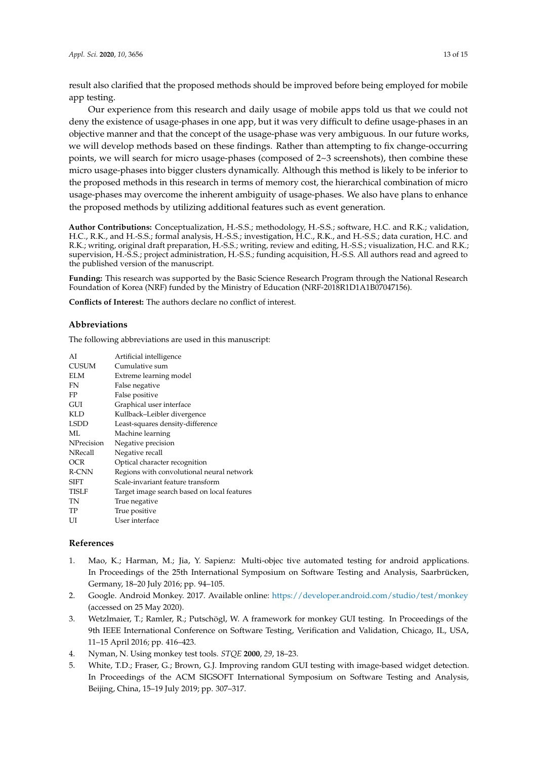result also clarified that the proposed methods should be improved before being employed for mobile app testing.

Our experience from this research and daily usage of mobile apps told us that we could not deny the existence of usage-phases in one app, but it was very difficult to define usage-phases in an objective manner and that the concept of the usage-phase was very ambiguous. In our future works, we will develop methods based on these findings. Rather than attempting to fix change-occurring points, we will search for micro usage-phases (composed of 2~3 screenshots), then combine these micro usage-phases into bigger clusters dynamically. Although this method is likely to be inferior to the proposed methods in this research in terms of memory cost, the hierarchical combination of micro usage-phases may overcome the inherent ambiguity of usage-phases. We also have plans to enhance the proposed methods by utilizing additional features such as event generation.

**Author Contributions:** Conceptualization, H.-S.S.; methodology, H.-S.S.; software, H.C. and R.K.; validation, H.C., R.K., and H.-S.S.; formal analysis, H.-S.S.; investigation, H.C., R.K., and H.-S.S.; data curation, H.C. and R.K.; writing, original draft preparation, H.-S.S.; writing, review and editing, H.-S.S.; visualization, H.C. and R.K.; supervision, H.-S.S.; project administration, H.-S.S.; funding acquisition, H.-S.S. All authors read and agreed to the published version of the manuscript.

**Funding:** This research was supported by the Basic Science Research Program through the National Research Foundation of Korea (NRF) funded by the Ministry of Education (NRF-2018R1D1A1B07047156).

**Conflicts of Interest:** The authors declare no conflict of interest.

## Abbreviations

The following abbreviations are used in this manuscript:

| | |
|---|---|
| AI | Artificial intelligence |
| CUSUM | Cumulative sum |
| ELM | Extreme learning model |
| FN | False negative |
| FP | False positive |
| GUI | Graphical user interface |
| KLD | Kullback–Leibler divergence |
| LSDD | Least-squares density-difference |
| ML | Machine learning |
| NPrecision | Negative precision |
| NRecall | Negative recall |
| OCR | Optical character recognition |
| R-CNN | Regions with convolutional neural network |
| SIFT | Scale-invariant feature transform |
| TISLF | Target image search based on local features |
| TN | True negative |
| TP | True positive |
| UI | User interface |

## References

1. Mao, K.; Harman, M.; Jia, Y. Sapienz: Multi-objec tive automated testing for android applications. In Proceedings of the 25th International Symposium on Software Testing and Analysis, Saarbrücken, Germany, 18–20 July 2016; pp. 94–105.
2. Google. Android Monkey. 2017. Available online: https://developer.android.com/studio/test/monkey (accessed on 25 May 2020).
3. Wetzlmaier, T.; Ramler, R.; Putschögl, W. A framework for monkey GUI testing. In Proceedings of the 9th IEEE International Conference on Software Testing, Verification and Validation, Chicago, IL, USA, 11–15 April 2016; pp. 416–423.
4. Nyman, N. Using monkey test tools. *STQE* **2000**, *29*, 18–23.
5. White, T.D.; Fraser, G.; Brown, G.J. Improving random GUI testing with image-based widget detection. In Proceedings of the ACM SIGSOFT International Symposium on Software Testing and Analysis, Beijing, China, 15–19 July 2019; pp. 307–317.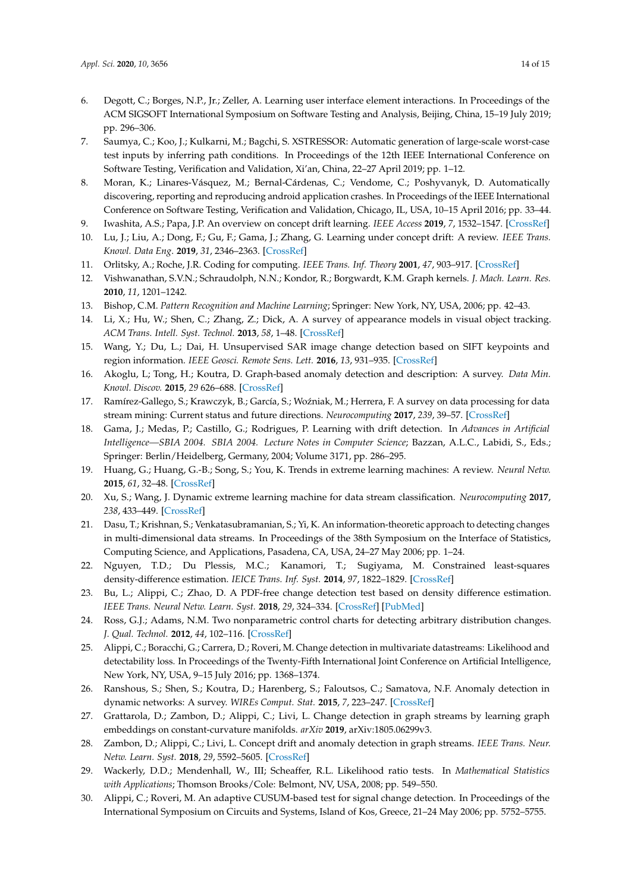6. Degott, C.; Borges, N.P., Jr.; Zeller, A. Learning user interface element interactions. In Proceedings of the ACM SIGSOFT International Symposium on Software Testing and Analysis, Beijing, China, 15–19 July 2019; pp. 296–306.
7. Saumya, C.; Koo, J.; Kulkarni, M.; Bagchi, S. XSTRESSOR: Automatic generation of large-scale worst-case test inputs by inferring path conditions. In Proceedings of the 12th IEEE International Conference on Software Testing, Verification and Validation, Xi'an, China, 22–27 April 2019; pp. 1–12.
8. Moran, K.; Linares-Vásquez, M.; Bernal-Cárdenas, C.; Vendome, C.; Poshyvanyk, D. Automatically discovering, reporting and reproducing android application crashes. In Proceedings of the IEEE International Conference on Software Testing, Verification and Validation, Chicago, IL, USA, 10–15 April 2016; pp. 33–44.
9. Iwashita, A.S.; Papa, J.P. An overview on concept drift learning. *IEEE Access* **2019**, *7*, 1532–1547. [CrossRef]
10. Lu, J.; Liu, A.; Dong, F.; Gu, F.; Gama, J.; Zhang, G. Learning under concept drift: A review. *IEEE Trans. Knowl. Data Eng.* **2019**, *31*, 2346–2363. [CrossRef]
11. Orlitsky, A.; Roche, J.R. Coding for computing. *IEEE Trans. Inf. Theory* **2001**, *47*, 903–917. [CrossRef]
12. Vishwanathan, S.V.N.; Schraudolph, N.N.; Kondor, R.; Borgwardt, K.M. Graph kernels. *J. Mach. Learn. Res.* **2010**, *11*, 1201–1242.
13. Bishop, C.M. *Pattern Recognition and Machine Learning*; Springer: New York, NY, USA, 2006; pp. 42–43.
14. Li, X.; Hu, W.; Shen, C.; Zhang, Z.; Dick, A. A survey of appearance models in visual object tracking. *ACM Trans. Intell. Syst. Technol.* **2013**, *58*, 1–48. [CrossRef]
15. Wang, Y.; Du, L.; Dai, H. Unsupervised SAR image change detection based on SIFT keypoints and region information. *IEEE Geosci. Remote Sens. Lett.* **2016**, *13*, 931–935. [CrossRef]
16. Akoglu, L; Tong, H.; Koutra, D. Graph-based anomaly detection and description: A survey. *Data Min. Knowl. Discov.* **2015**, *29* 626–688. [CrossRef]
17. Ramírez-Gallego, S.; Krawczyk, B.; García, S.; Woźniak, M.; Herrera, F. A survey on data processing for data stream mining: Current status and future directions. *Neurocomputing* **2017**, *239*, 39–57. [CrossRef]
18. Gama, J.; Medas, P.; Castillo, G.; Rodrigues, P. Learning with drift detection. In *Advances in Artificial Intelligence—SBIA 2004. SBIA 2004. Lecture Notes in Computer Science*; Bazzan, A.L.C., Labidi, S., Eds.; Springer: Berlin/Heidelberg, Germany, 2004; Volume 3171, pp. 286–295.
19. Huang, G.; Huang, G.-B.; Song, S.; You, K. Trends in extreme learning machines: A review. *Neural Netw.* **2015**, *61*, 32–48. [CrossRef]
20. Xu, S.; Wang, J. Dynamic extreme learning machine for data stream classification. *Neurocomputing* **2017**, *238*, 433–449. [CrossRef]
21. Dasu, T.; Krishnan, S.; Venkatasubramanian, S.; Yi, K. An information-theoretic approach to detecting changes in multi-dimensional data streams. In Proceedings of the 38th Symposium on the Interface of Statistics, Computing Science, and Applications, Pasadena, CA, USA, 24–27 May 2006; pp. 1–24.
22. Nguyen, T.D.; Du Plessis, M.C.; Kanamori, T.; Sugiyama, M. Constrained least-squares density-difference estimation. *IEICE Trans. Inf. Syst.* **2014**, *97*, 1822–1829. [CrossRef]
23. Bu, L.; Alippi, C.; Zhao, D. A PDF-free change detection test based on density difference estimation. *IEEE Trans. Neural Netw. Learn. Syst.* **2018**, *29*, 324–334. [CrossRef] [PubMed]
24. Ross, G.J.; Adams, N.M. Two nonparametric control charts for detecting arbitrary distribution changes. *J. Qual. Technol.* **2012**, *44*, 102–116. [CrossRef]
25. Alippi, C.; Boracchi, G.; Carrera, D.; Roveri, M. Change detection in multivariate datastreams: Likelihood and detectability loss. In Proceedings of the Twenty-Fifth International Joint Conference on Artificial Intelligence, New York, NY, USA, 9–15 July 2016; pp. 1368–1374.
26. Ranshous, S.; Shen, S.; Koutra, D.; Harenberg, S.; Faloutsos, C.; Samatova, N.F. Anomaly detection in dynamic networks: A survey. *WIREs Comput. Stat.* **2015**, *7*, 223–247. [CrossRef]
27. Grattarola, D.; Zambon, D.; Alippi, C.; Livi, L. Change detection in graph streams by learning graph embeddings on constant-curvature manifolds. *arXiv* **2019**, arXiv:1805.06299v3.
28. Zambon, D.; Alippi, C.; Livi, L. Concept drift and anomaly detection in graph streams. *IEEE Trans. Neur. Netw. Learn. Syst.* **2018**, *29*, 5592–5605. [CrossRef]
29. Wackerly, D.D.; Mendenhall, W., III; Scheaffer, R.L. Likelihood ratio tests. In *Mathematical Statistics with Applications*; Thomson Brooks/Cole: Belmont, NV, USA, 2008; pp. 549–550.
30. Alippi, C.; Roveri, M. An adaptive CUSUM-based test for signal change detection. In Proceedings of the International Symposium on Circuits and Systems, Island of Kos, Greece, 21–24 May 2006; pp. 5752–5755.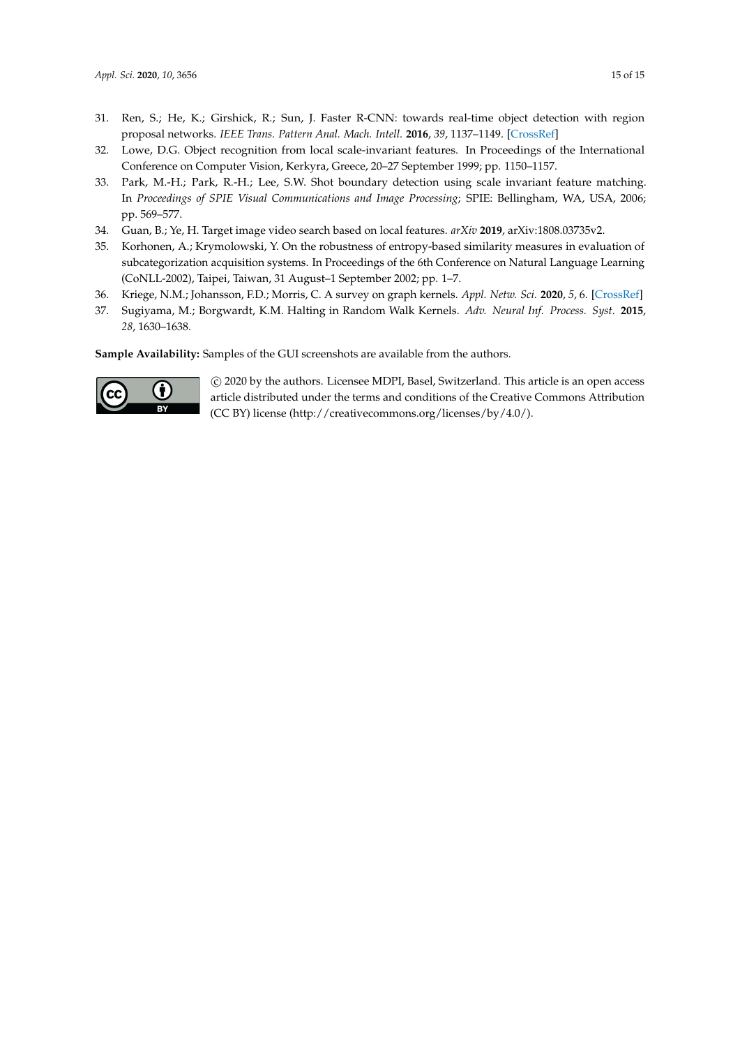31. Ren, S.; He, K.; Girshick, R.; Sun, J. Faster R-CNN: towards real-time object detection with region proposal networks. *IEEE Trans. Pattern Anal. Mach. Intell.* **2016**, *39*, 1137–1149. [CrossRef]
32. Lowe, D.G. Object recognition from local scale-invariant features. In Proceedings of the International Conference on Computer Vision, Kerkyra, Greece, 20–27 September 1999; pp. 1150–1157.
33. Park, M.-H.; Park, R.-H.; Lee, S.W. Shot boundary detection using scale invariant feature matching. In *Proceedings of SPIE Visual Communications and Image Processing*; SPIE: Bellingham, WA, USA, 2006; pp. 569–577.
34. Guan, B.; Ye, H. Target image video search based on local features. *arXiv* **2019**, arXiv:1808.03735v2.
35. Korhonen, A.; Krymolowski, Y. On the robustness of entropy-based similarity measures in evaluation of subcategorization acquisition systems. In Proceedings of the 6th Conference on Natural Language Learning (CoNLL-2002), Taipei, Taiwan, 31 August–1 September 2002; pp. 1–7.
36. Kriege, N.M.; Johansson, F.D.; Morris, C. A survey on graph kernels. *Appl. Netw. Sci.* **2020**, *5*, 6. [CrossRef]
37. Sugiyama, M.; Borgwardt, K.M. Halting in Random Walk Kernels. *Adv. Neural Inf. Process. Syst.* **2015**, *28*, 1630–1638.

**Sample Availability:** Samples of the GUI screenshots are available from the authors.

© 2020 by the authors. Licensee MDPI, Basel, Switzerland. This article is an open access article distributed under the terms and conditions of the Creative Commons Attribution (CC BY) license (http://creativecommons.org/licenses/by/4.0/).